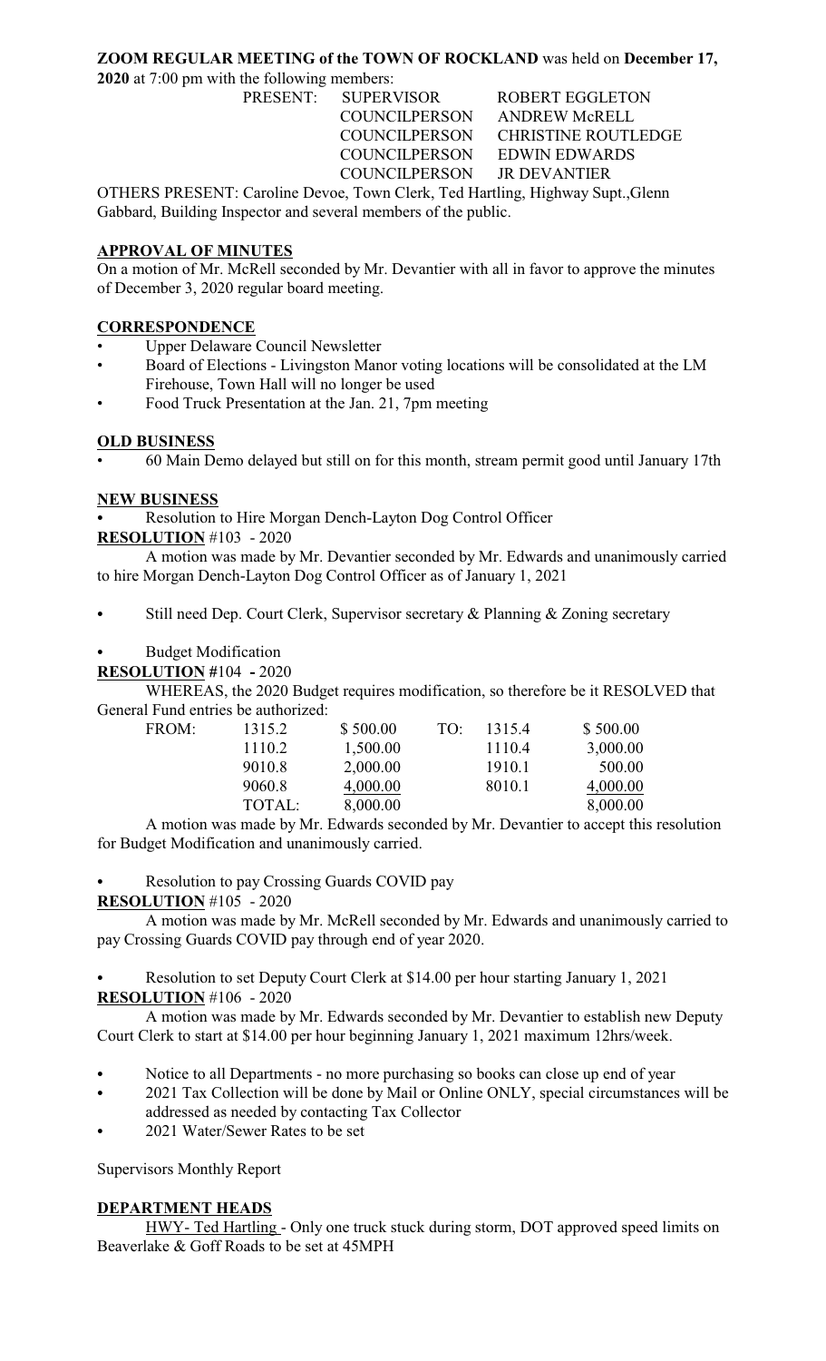**ZOOM REGULAR MEETING of the TOWN OF ROCKLAND** was held on **December 17, 2020** at 7:00 pm with the following members:

| PRESENT: | SUPERVISOR | ROBERT EGGLETON |
|---|---|---|
| | COUNCILPERSON | ANDREW McRELL |
| | COUNCILPERSON | CHRISTINE ROUTLEDGE |
| | COUNCILPERSON | EDWIN EDWARDS |
| | COUNCILPERSON | JR DEVANTIER |

OTHERS PRESENT: Caroline Devoe, Town Clerk, Ted Hartling, Highway Supt.,Glenn Gabbard, Building Inspector and several members of the public.

## APPROVAL OF MINUTES

On a motion of Mr. McRell seconded by Mr. Devantier with all in favor to approve the minutes of December 3, 2020 regular board meeting.

## CORRESPONDENCE

- Upper Delaware Council Newsletter
- Board of Elections - Livingston Manor voting locations will be consolidated at the LM Firehouse, Town Hall will no longer be used
- Food Truck Presentation at the Jan. 21, 7pm meeting

## OLD BUSINESS

- 60 Main Demo delayed but still on for this month, stream permit good until January 17th

## NEW BUSINESS

- Resolution to Hire Morgan Dench-Layton Dog Control Officer

**RESOLUTION** #103 - 2020

A motion was made by Mr. Devantier seconded by Mr. Edwards and unanimously carried to hire Morgan Dench-Layton Dog Control Officer as of January 1, 2021

- Still need Dep. Court Clerk, Supervisor secretary & Planning & Zoning secretary

- Budget Modification

**RESOLUTION #**104 **-** 2020

WHEREAS, the 2020 Budget requires modification, so therefore be it RESOLVED that General Fund entries be authorized:

| FROM: | | | TO: | | |
|---|---|---|---|---|---|
| | 1315.2 | \$ 500.00 | | 1315.4 | \$ 500.00 |
| | 1110.2 | 1,500.00 | | 1110.4 | 3,000.00 |
| | 9010.8 | 2,000.00 | | 1910.1 | 500.00 |
| | 9060.8 | 4,000.00 | | 8010.1 | 4,000.00 |
| | TOTAL: | 8,000.00 | | | 8,000.00 |

A motion was made by Mr. Edwards seconded by Mr. Devantier to accept this resolution for Budget Modification and unanimously carried.

- Resolution to pay Crossing Guards COVID pay

**RESOLUTION** #105 - 2020

A motion was made by Mr. McRell seconded by Mr. Edwards and unanimously carried to pay Crossing Guards COVID pay through end of year 2020.

- Resolution to set Deputy Court Clerk at \$14.00 per hour starting January 1, 2021

**RESOLUTION** #106 - 2020

A motion was made by Mr. Edwards seconded by Mr. Devantier to establish new Deputy Court Clerk to start at \$14.00 per hour beginning January 1, 2021 maximum 12hrs/week.

- Notice to all Departments - no more purchasing so books can close up end of year
- 2021 Tax Collection will be done by Mail or Online ONLY, special circumstances will be addressed as needed by contacting Tax Collector
- 2021 Water/Sewer Rates to be set

Supervisors Monthly Report

## DEPARTMENT HEADS

HWY- Ted Hartling - Only one truck stuck during storm, DOT approved speed limits on Beaverlake & Goff Roads to be set at 45MPH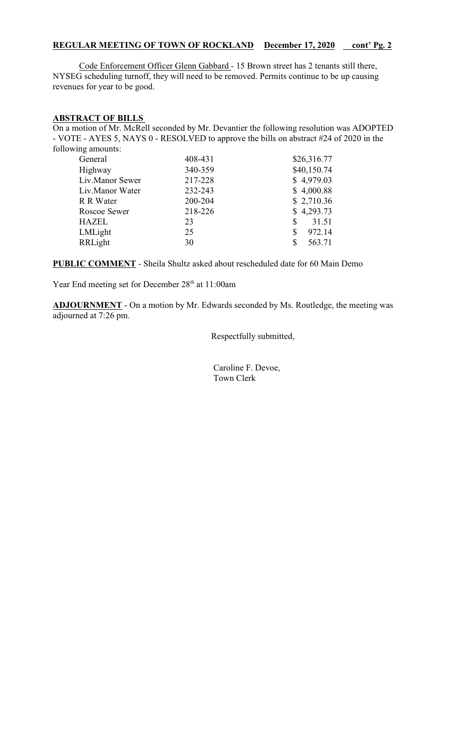Code Enforcement Officer Glenn Gabbard - 15 Brown street has 2 tenants still there, NYSEG scheduling turnoff, they will need to be removed. Permits continue to be up causing revenues for year to be good.

**ABSTRACT OF BILLS**

On a motion of Mr. McRell seconded by Mr. Devantier the following resolution was ADOPTED - VOTE - AYES 5, NAYS 0 - RESOLVED to approve the bills on abstract #24 of 2020 in the following amounts:

| | | |
|---|---|---|
| General | 408-431 | $26,316.77 |
| Highway | 340-359 | $40,150.74 |
| Liv.Manor Sewer | 217-228 | $ 4,979.03 |
| Liv.Manor Water | 232-243 | $ 4,000.88 |
| R R Water | 200-204 | $ 2,710.36 |
| Roscoe Sewer | 218-226 | $ 4,293.73 |
| HAZEL | 23 | $ 31.51 |
| LMLight | 25 | $ 972.14 |
| RRLight | 30 | $ 563.71 |

**PUBLIC COMMENT** - Sheila Shultz asked about rescheduled date for 60 Main Demo

Year End meeting set for December 28th at 11:00am

**ADJOURNMENT** - On a motion by Mr. Edwards seconded by Ms. Routledge, the meeting was adjourned at 7:26 pm.

Respectfully submitted,

Caroline F. Devoe,
Town Clerk